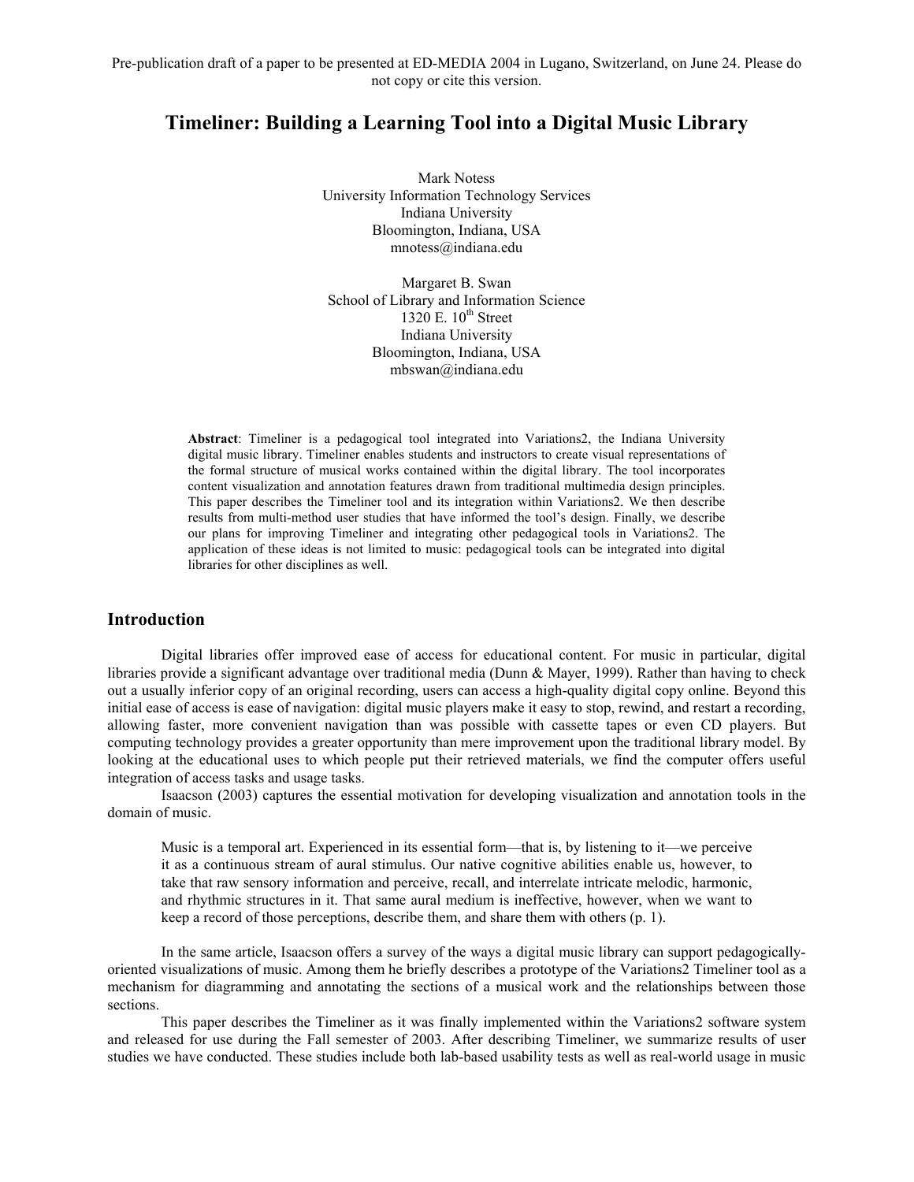Pre-publication draft of a paper to be presented at ED-MEDIA 2004 in Lugano, Switzerland, on June 24. Please do not copy or cite this version.

# Timeliner: Building a Learning Tool into a Digital Music Library

Mark Notess
University Information Technology Services
Indiana University
Bloomington, Indiana, USA
mnotess@indiana.edu

Margaret B. Swan
School of Library and Information Science
1320 E. 10th Street
Indiana University
Bloomington, Indiana, USA
mbswan@indiana.edu

**Abstract**: Timeliner is a pedagogical tool integrated into Variations2, the Indiana University digital music library. Timeliner enables students and instructors to create visual representations of the formal structure of musical works contained within the digital library. The tool incorporates content visualization and annotation features drawn from traditional multimedia design principles. This paper describes the Timeliner tool and its integration within Variations2. We then describe results from multi-method user studies that have informed the tool's design. Finally, we describe our plans for improving Timeliner and integrating other pedagogical tools in Variations2. The application of these ideas is not limited to music: pedagogical tools can be integrated into digital libraries for other disciplines as well.

## Introduction

Digital libraries offer improved ease of access for educational content. For music in particular, digital libraries provide a significant advantage over traditional media (Dunn & Mayer, 1999). Rather than having to check out a usually inferior copy of an original recording, users can access a high-quality digital copy online. Beyond this initial ease of access is ease of navigation: digital music players make it easy to stop, rewind, and restart a recording, allowing faster, more convenient navigation than was possible with cassette tapes or even CD players. But computing technology provides a greater opportunity than mere improvement upon the traditional library model. By looking at the educational uses to which people put their retrieved materials, we find the computer offers useful integration of access tasks and usage tasks.

Isaacson (2003) captures the essential motivation for developing visualization and annotation tools in the domain of music.

> Music is a temporal art. Experienced in its essential form—that is, by listening to it—we perceive it as a continuous stream of aural stimulus. Our native cognitive abilities enable us, however, to take that raw sensory information and perceive, recall, and interrelate intricate melodic, harmonic, and rhythmic structures in it. That same aural medium is ineffective, however, when we want to keep a record of those perceptions, describe them, and share them with others (p. 1).

In the same article, Isaacson offers a survey of the ways a digital music library can support pedagogically-oriented visualizations of music. Among them he briefly describes a prototype of the Variations2 Timeliner tool as a mechanism for diagramming and annotating the sections of a musical work and the relationships between those sections.

This paper describes the Timeliner as it was finally implemented within the Variations2 software system and released for use during the Fall semester of 2003. After describing Timeliner, we summarize results of user studies we have conducted. These studies include both lab-based usability tests as well as real-world usage in music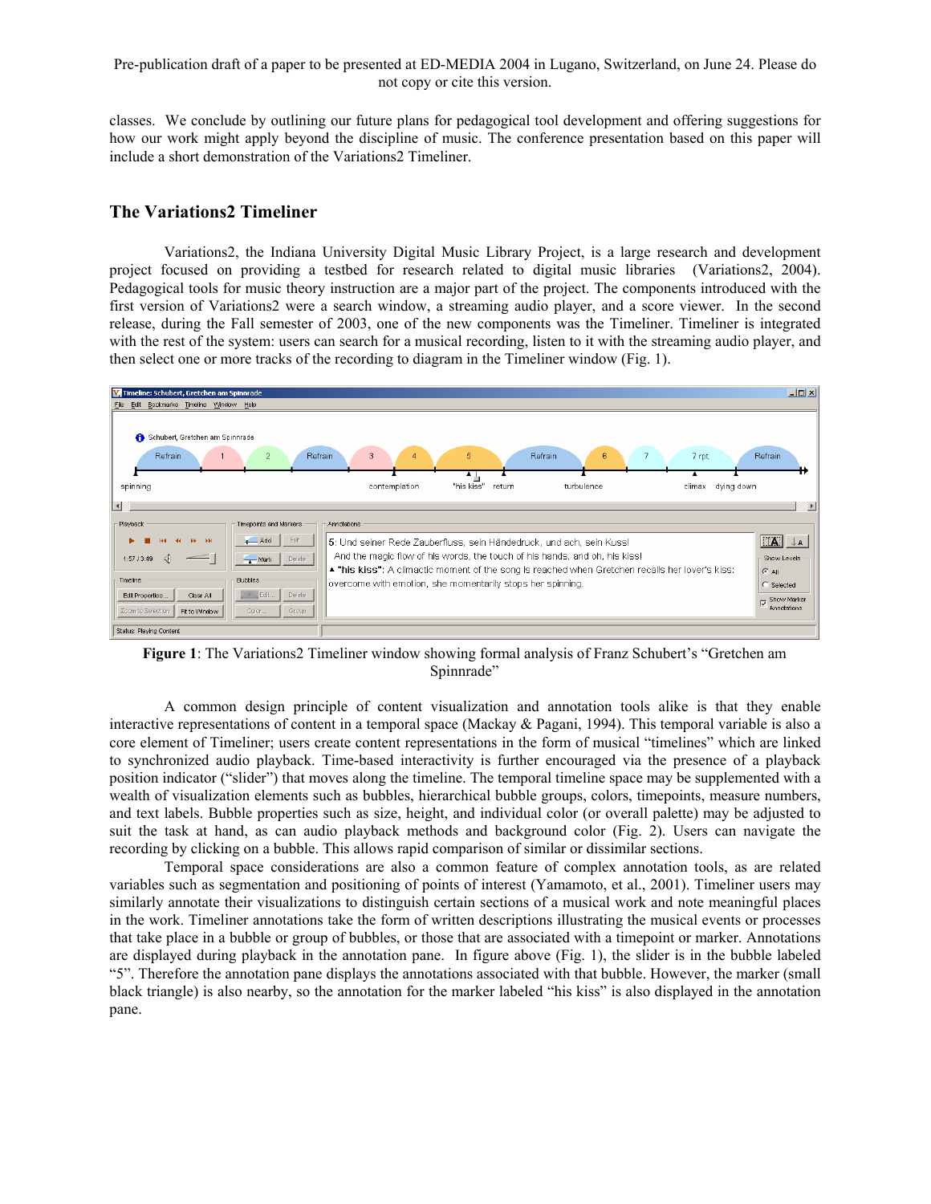classes. We conclude by outlining our future plans for pedagogical tool development and offering suggestions for how our work might apply beyond the discipline of music. The conference presentation based on this paper will include a short demonstration of the Variations2 Timeliner.

## The Variations2 Timeliner

Variations2, the Indiana University Digital Music Library Project, is a large research and development project focused on providing a testbed for research related to digital music libraries (Variations2, 2004). Pedagogical tools for music theory instruction are a major part of the project. The components introduced with the first version of Variations2 were a search window, a streaming audio player, and a score viewer. In the second release, during the Fall semester of 2003, one of the new components was the Timeliner. Timeliner is integrated with the rest of the system: users can search for a musical recording, listen to it with the streaming audio player, and then select one or more tracks of the recording to diagram in the Timeliner window (Fig. 1).

**Figure 1**: The Variations2 Timeliner window showing formal analysis of Franz Schubert's "Gretchen am Spinnrade"

A common design principle of content visualization and annotation tools alike is that they enable interactive representations of content in a temporal space (Mackay & Pagani, 1994). This temporal variable is also a core element of Timeliner; users create content representations in the form of musical "timelines" which are linked to synchronized audio playback. Time-based interactivity is further encouraged via the presence of a playback position indicator ("slider") that moves along the timeline. The temporal timeline space may be supplemented with a wealth of visualization elements such as bubbles, hierarchical bubble groups, colors, timepoints, measure numbers, and text labels. Bubble properties such as size, height, and individual color (or overall palette) may be adjusted to suit the task at hand, as can audio playback methods and background color (Fig. 2). Users can navigate the recording by clicking on a bubble. This allows rapid comparison of similar or dissimilar sections.

Temporal space considerations are also a common feature of complex annotation tools, as are related variables such as segmentation and positioning of points of interest (Yamamoto, et al., 2001). Timeliner users may similarly annotate their visualizations to distinguish certain sections of a musical work and note meaningful places in the work. Timeliner annotations take the form of written descriptions illustrating the musical events or processes that take place in a bubble or group of bubbles, or those that are associated with a timepoint or marker. Annotations are displayed during playback in the annotation pane. In figure above (Fig. 1), the slider is in the bubble labeled "5". Therefore the annotation pane displays the annotations associated with that bubble. However, the marker (small black triangle) is also nearby, so the annotation for the marker labeled "his kiss" is also displayed in the annotation pane.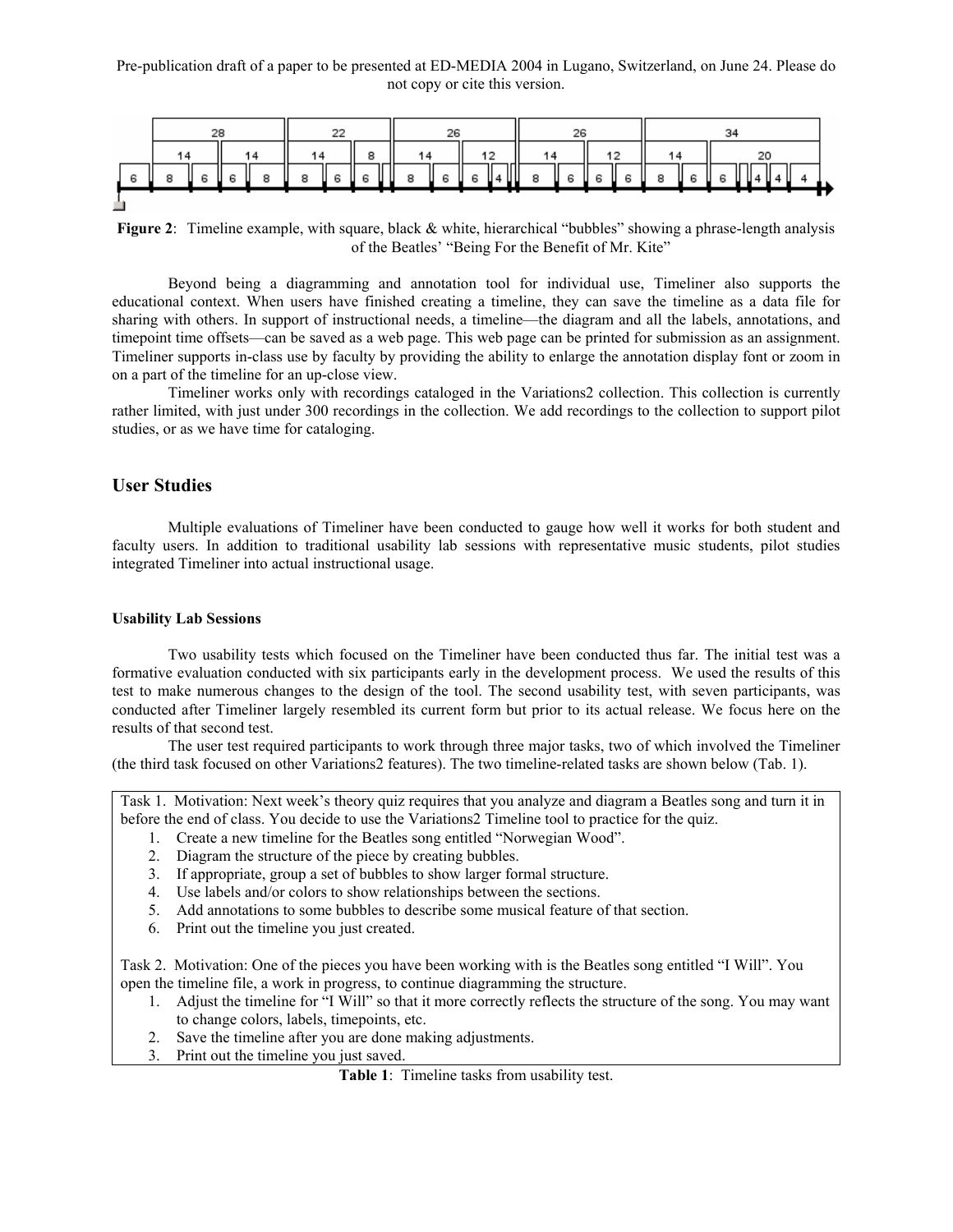Figure 2: Timeline example, with square, black & white, hierarchical "bubbles" showing a phrase-length analysis of the Beatles' "Being For the Benefit of Mr. Kite"

Beyond being a diagramming and annotation tool for individual use, Timeliner also supports the educational context. When users have finished creating a timeline, they can save the timeline as a data file for sharing with others. In support of instructional needs, a timeline—the diagram and all the labels, annotations, and timepoint time offsets—can be saved as a web page. This web page can be printed for submission as an assignment. Timeliner supports in-class use by faculty by providing the ability to enlarge the annotation display font or zoom in on a part of the timeline for an up-close view.

Timeliner works only with recordings cataloged in the Variations2 collection. This collection is currently rather limited, with just under 300 recordings in the collection. We add recordings to the collection to support pilot studies, or as we have time for cataloging.

## User Studies

Multiple evaluations of Timeliner have been conducted to gauge how well it works for both student and faculty users. In addition to traditional usability lab sessions with representative music students, pilot studies integrated Timeliner into actual instructional usage.

### Usability Lab Sessions

Two usability tests which focused on the Timeliner have been conducted thus far. The initial test was a formative evaluation conducted with six participants early in the development process. We used the results of this test to make numerous changes to the design of the tool. The second usability test, with seven participants, was conducted after Timeliner largely resembled its current form but prior to its actual release. We focus here on the results of that second test.

The user test required participants to work through three major tasks, two of which involved the Timeliner (the third task focused on other Variations2 features). The two timeline-related tasks are shown below (Tab. 1).

Task 1. Motivation: Next week's theory quiz requires that you analyze and diagram a Beatles song and turn it in before the end of class. You decide to use the Variations2 Timeline tool to practice for the quiz.

1. Create a new timeline for the Beatles song entitled "Norwegian Wood".
2. Diagram the structure of the piece by creating bubbles.
3. If appropriate, group a set of bubbles to show larger formal structure.
4. Use labels and/or colors to show relationships between the sections.
5. Add annotations to some bubbles to describe some musical feature of that section.
6. Print out the timeline you just created.

Task 2. Motivation: One of the pieces you have been working with is the Beatles song entitled "I Will". You open the timeline file, a work in progress, to continue diagramming the structure.

1. Adjust the timeline for "I Will" so that it more correctly reflects the structure of the song. You may want to change colors, labels, timepoints, etc.
2. Save the timeline after you are done making adjustments.
3. Print out the timeline you just saved.

**Table 1**: Timeline tasks from usability test.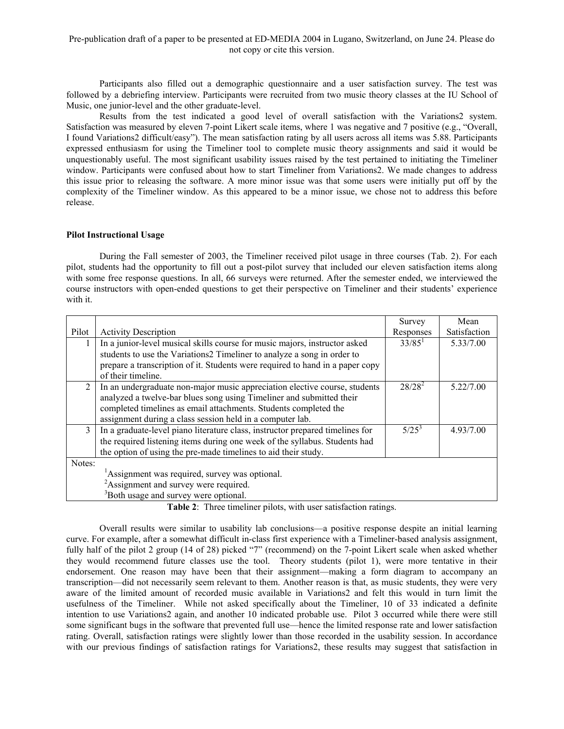Participants also filled out a demographic questionnaire and a user satisfaction survey. The test was followed by a debriefing interview. Participants were recruited from two music theory classes at the IU School of Music, one junior-level and the other graduate-level.

Results from the test indicated a good level of overall satisfaction with the Variations2 system. Satisfaction was measured by eleven 7-point Likert scale items, where 1 was negative and 7 positive (e.g., "Overall, I found Variations2 difficult/easy"). The mean satisfaction rating by all users across all items was 5.88. Participants expressed enthusiasm for using the Timeliner tool to complete music theory assignments and said it would be unquestionably useful. The most significant usability issues raised by the test pertained to initiating the Timeliner window. Participants were confused about how to start Timeliner from Variations2. We made changes to address this issue prior to releasing the software. A more minor issue was that some users were initially put off by the complexity of the Timeliner window. As this appeared to be a minor issue, we chose not to address this before release.

**Pilot Instructional Usage**

During the Fall semester of 2003, the Timeliner received pilot usage in three courses (Tab. 2). For each pilot, students had the opportunity to fill out a post-pilot survey that included our eleven satisfaction items along with some free response questions. In all, 66 surveys were returned. After the semester ended, we interviewed the course instructors with open-ended questions to get their perspective on Timeliner and their students' experience with it.

| Pilot | Activity Description | Survey Responses | Mean Satisfaction |
|---|---|---|---|
| 1 | In a junior-level musical skills course for music majors, instructor asked students to use the Variations2 Timeliner to analyze a song in order to prepare a transcription of it. Students were required to hand in a paper copy of their timeline. | 33/85[1] | 5.33/7.00 |
| 2 | In an undergraduate non-major music appreciation elective course, students analyzed a twelve-bar blues song using Timeliner and submitted their completed timelines as email attachments. Students completed the assignment during a class session held in a computer lab. | 28/28[2] | 5.22/7.00 |
| 3 | In a graduate-level piano literature class, instructor prepared timelines for the required listening items during one week of the syllabus. Students had the option of using the pre-made timelines to aid their study. | 5/25[3] | 4.93/7.00 |
| Notes: [1]Assignment was required, survey was optional. [2]Assignment and survey were required. [3]Both usage and survey were optional. | | | |

**Table 2**: Three timeliner pilots, with user satisfaction ratings.

Overall results were similar to usability lab conclusions—a positive response despite an initial learning curve. For example, after a somewhat difficult in-class first experience with a Timeliner-based analysis assignment, fully half of the pilot 2 group (14 of 28) picked "7" (recommend) on the 7-point Likert scale when asked whether they would recommend future classes use the tool. Theory students (pilot 1), were more tentative in their endorsement. One reason may have been that their assignment—making a form diagram to accompany an transcription—did not necessarily seem relevant to them. Another reason is that, as music students, they were very aware of the limited amount of recorded music available in Variations2 and felt this would in turn limit the usefulness of the Timeliner. While not asked specifically about the Timeliner, 10 of 33 indicated a definite intention to use Variations2 again, and another 10 indicated probable use. Pilot 3 occurred while there were still some significant bugs in the software that prevented full use—hence the limited response rate and lower satisfaction rating. Overall, satisfaction ratings were slightly lower than those recorded in the usability session. In accordance with our previous findings of satisfaction ratings for Variations2, these results may suggest that satisfaction in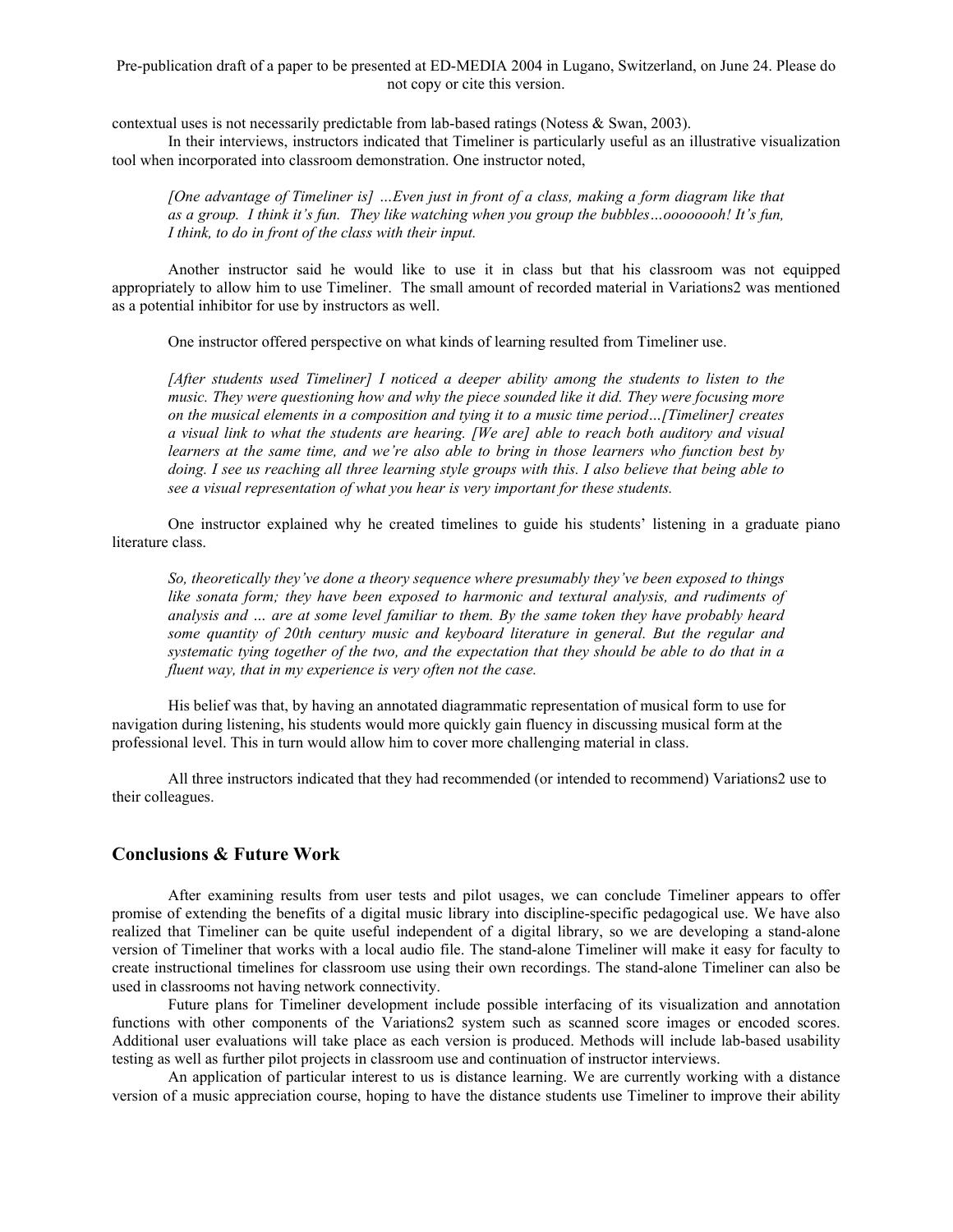contextual uses is not necessarily predictable from lab-based ratings (Notess & Swan, 2003).

In their interviews, instructors indicated that Timeliner is particularly useful as an illustrative visualization tool when incorporated into classroom demonstration. One instructor noted,

> *[One advantage of Timeliner is] …Even just in front of a class, making a form diagram like that as a group. I think it's fun. They like watching when you group the bubbles…oooooooh! It's fun, I think, to do in front of the class with their input.*

Another instructor said he would like to use it in class but that his classroom was not equipped appropriately to allow him to use Timeliner. The small amount of recorded material in Variations2 was mentioned as a potential inhibitor for use by instructors as well.

One instructor offered perspective on what kinds of learning resulted from Timeliner use.

> *[After students used Timeliner] I noticed a deeper ability among the students to listen to the music. They were questioning how and why the piece sounded like it did. They were focusing more on the musical elements in a composition and tying it to a music time period…[Timeliner] creates a visual link to what the students are hearing. [We are] able to reach both auditory and visual learners at the same time, and we're also able to bring in those learners who function best by doing. I see us reaching all three learning style groups with this. I also believe that being able to see a visual representation of what you hear is very important for these students.*

One instructor explained why he created timelines to guide his students' listening in a graduate piano literature class.

> *So, theoretically they've done a theory sequence where presumably they've been exposed to things like sonata form; they have been exposed to harmonic and textural analysis, and rudiments of analysis and … are at some level familiar to them. By the same token they have probably heard some quantity of 20th century music and keyboard literature in general. But the regular and systematic tying together of the two, and the expectation that they should be able to do that in a fluent way, that in my experience is very often not the case.*

His belief was that, by having an annotated diagrammatic representation of musical form to use for navigation during listening, his students would more quickly gain fluency in discussing musical form at the professional level. This in turn would allow him to cover more challenging material in class.

All three instructors indicated that they had recommended (or intended to recommend) Variations2 use to their colleagues.

## Conclusions & Future Work

After examining results from user tests and pilot usages, we can conclude Timeliner appears to offer promise of extending the benefits of a digital music library into discipline-specific pedagogical use. We have also realized that Timeliner can be quite useful independent of a digital library, so we are developing a stand-alone version of Timeliner that works with a local audio file. The stand-alone Timeliner will make it easy for faculty to create instructional timelines for classroom use using their own recordings. The stand-alone Timeliner can also be used in classrooms not having network connectivity.

Future plans for Timeliner development include possible interfacing of its visualization and annotation functions with other components of the Variations2 system such as scanned score images or encoded scores. Additional user evaluations will take place as each version is produced. Methods will include lab-based usability testing as well as further pilot projects in classroom use and continuation of instructor interviews.

An application of particular interest to us is distance learning. We are currently working with a distance version of a music appreciation course, hoping to have the distance students use Timeliner to improve their ability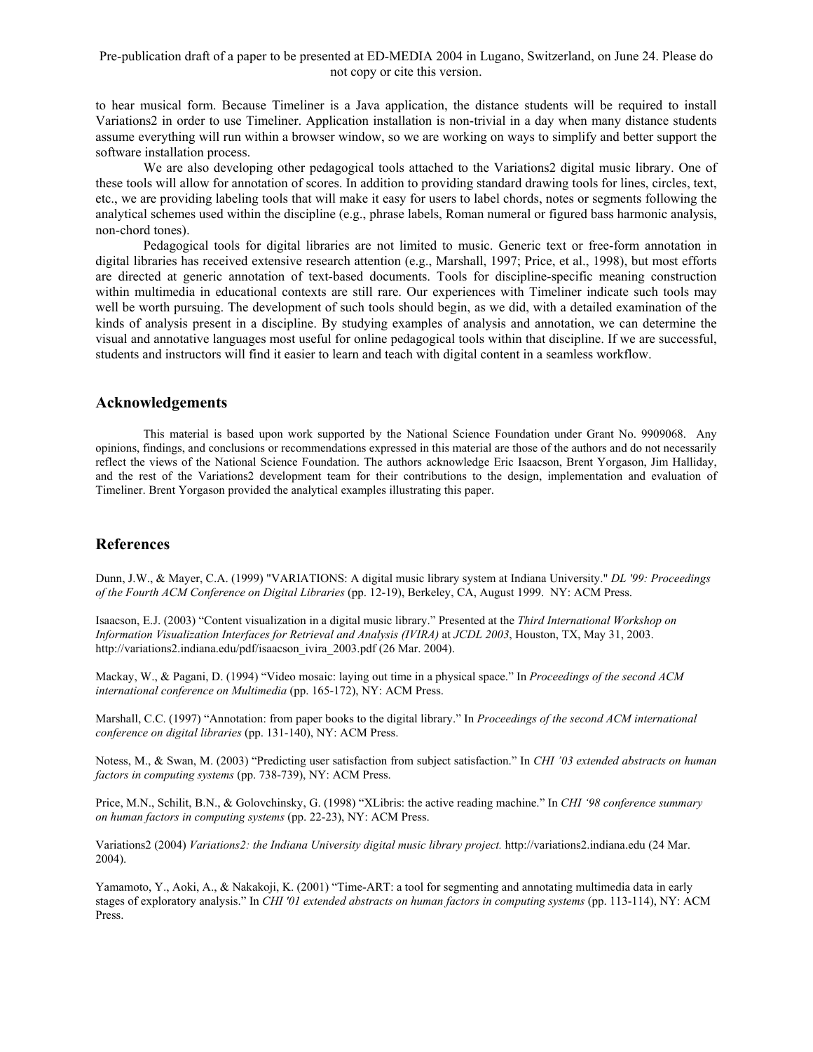to hear musical form. Because Timeliner is a Java application, the distance students will be required to install Variations2 in order to use Timeliner. Application installation is non-trivial in a day when many distance students assume everything will run within a browser window, so we are working on ways to simplify and better support the software installation process.

We are also developing other pedagogical tools attached to the Variations2 digital music library. One of these tools will allow for annotation of scores. In addition to providing standard drawing tools for lines, circles, text, etc., we are providing labeling tools that will make it easy for users to label chords, notes or segments following the analytical schemes used within the discipline (e.g., phrase labels, Roman numeral or figured bass harmonic analysis, non-chord tones).

Pedagogical tools for digital libraries are not limited to music. Generic text or free-form annotation in digital libraries has received extensive research attention (e.g., Marshall, 1997; Price, et al., 1998), but most efforts are directed at generic annotation of text-based documents. Tools for discipline-specific meaning construction within multimedia in educational contexts are still rare. Our experiences with Timeliner indicate such tools may well be worth pursuing. The development of such tools should begin, as we did, with a detailed examination of the kinds of analysis present in a discipline. By studying examples of analysis and annotation, we can determine the visual and annotative languages most useful for online pedagogical tools within that discipline. If we are successful, students and instructors will find it easier to learn and teach with digital content in a seamless workflow.

## Acknowledgements

This material is based upon work supported by the National Science Foundation under Grant No. 9909068. Any opinions, findings, and conclusions or recommendations expressed in this material are those of the authors and do not necessarily reflect the views of the National Science Foundation. The authors acknowledge Eric Isaacson, Brent Yorgason, Jim Halliday, and the rest of the Variations2 development team for their contributions to the design, implementation and evaluation of Timeliner. Brent Yorgason provided the analytical examples illustrating this paper.

## References

Dunn, J.W., & Mayer, C.A. (1999) "VARIATIONS: A digital music library system at Indiana University." *DL '99: Proceedings of the Fourth ACM Conference on Digital Libraries* (pp. 12-19), Berkeley, CA, August 1999. NY: ACM Press.

Isaacson, E.J. (2003) "Content visualization in a digital music library." Presented at the *Third International Workshop on Information Visualization Interfaces for Retrieval and Analysis (IVIRA)* at *JCDL 2003*, Houston, TX, May 31, 2003. http://variations2.indiana.edu/pdf/isaacson_ivira_2003.pdf (26 Mar. 2004).

Mackay, W., & Pagani, D. (1994) "Video mosaic: laying out time in a physical space." In *Proceedings of the second ACM international conference on Multimedia* (pp. 165-172), NY: ACM Press.

Marshall, C.C. (1997) "Annotation: from paper books to the digital library." In *Proceedings of the second ACM international conference on digital libraries* (pp. 131-140), NY: ACM Press.

Notess, M., & Swan, M. (2003) "Predicting user satisfaction from subject satisfaction." In *CHI '03 extended abstracts on human factors in computing systems* (pp. 738-739), NY: ACM Press.

Price, M.N., Schilit, B.N., & Golovchinsky, G. (1998) "XLibris: the active reading machine." In *CHI '98 conference summary on human factors in computing systems* (pp. 22-23), NY: ACM Press.

Variations2 (2004) *Variations2: the Indiana University digital music library project.* http://variations2.indiana.edu (24 Mar. 2004).

Yamamoto, Y., Aoki, A., & Nakakoji, K. (2001) "Time-ART: a tool for segmenting and annotating multimedia data in early stages of exploratory analysis." In *CHI '01 extended abstracts on human factors in computing systems* (pp. 113-114), NY: ACM Press.